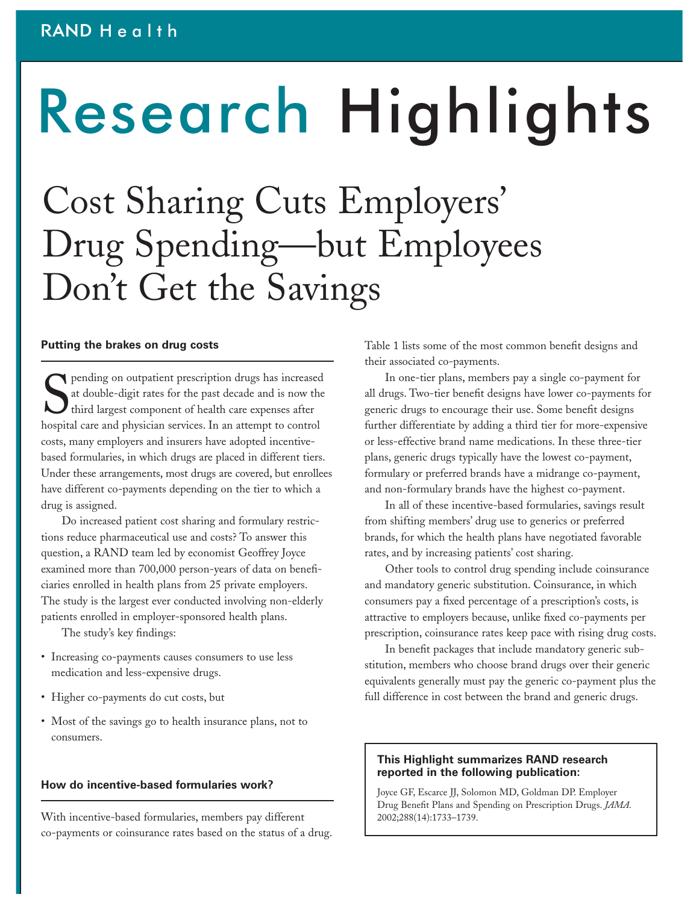RAND Health

# Research Highlights

# Cost Sharing Cuts Employers' Drug Spending—but Employees Don't Get the Savings

### Putting the brakes on drug costs

Spending on outpatient prescription drugs has increased at double-digit rates for the past decade and is now the third largest component of health care expenses after hospital care and physician services. In an attempt to control costs, many employers and insurers have adopted incentive-based formularies, in which drugs are placed in different tiers. Under these arrangements, most drugs are covered, but enrollees have different co-payments depending on the tier to which a drug is assigned.

Do increased patient cost sharing and formulary restrictions reduce pharmaceutical use and costs? To answer this question, a RAND team led by economist Geoffrey Joyce examined more than 700,000 person-years of data on beneficiaries enrolled in health plans from 25 private employers. The study is the largest ever conducted involving non-elderly patients enrolled in employer-sponsored health plans.

The study's key findings:

- Increasing co-payments causes consumers to use less medication and less-expensive drugs.
- Higher co-payments do cut costs, but
- Most of the savings go to health insurance plans, not to consumers.

### How do incentive-based formularies work?

With incentive-based formularies, members pay different co-payments or coinsurance rates based on the status of a drug. Table 1 lists some of the most common benefit designs and their associated co-payments.

In one-tier plans, members pay a single co-payment for all drugs. Two-tier benefit designs have lower co-payments for generic drugs to encourage their use. Some benefit designs further differentiate by adding a third tier for more-expensive or less-effective brand name medications. In these three-tier plans, generic drugs typically have the lowest co-payment, formulary or preferred brands have a midrange co-payment, and non-formulary brands have the highest co-payment.

In all of these incentive-based formularies, savings result from shifting members' drug use to generics or preferred brands, for which the health plans have negotiated favorable rates, and by increasing patients' cost sharing.

Other tools to control drug spending include coinsurance and mandatory generic substitution. Coinsurance, in which consumers pay a fixed percentage of a prescription's costs, is attractive to employers because, unlike fixed co-payments per prescription, coinsurance rates keep pace with rising drug costs.

In benefit packages that include mandatory generic substitution, members who choose brand drugs over their generic equivalents generally must pay the generic co-payment plus the full difference in cost between the brand and generic drugs.

**This Highlight summarizes RAND research reported in the following publication:**

Joyce GF, Escarce JJ, Solomon MD, Goldman DP. Employer Drug Benefit Plans and Spending on Prescription Drugs. *JAMA.* 2002;288(14):1733–1739.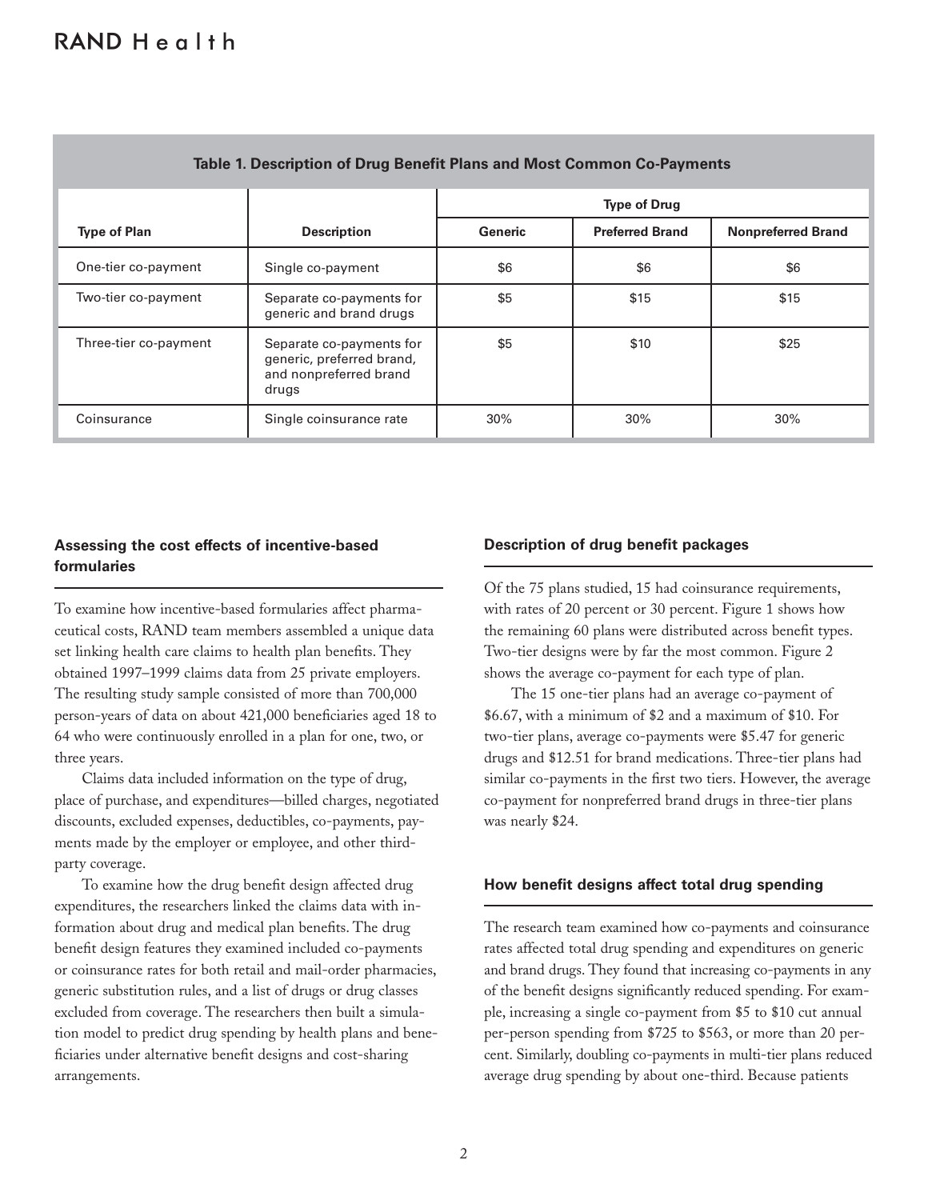**Table 1. Description of Drug Benefit Plans and Most Common Co-Payments**

| Type of Plan | Description | Type of Drug | | |
|---|---|---|---|---|
| | | Generic | Preferred Brand | Nonpreferred Brand |
| One-tier co-payment | Single co-payment | $6 | $6 | $6 |
| Two-tier co-payment | Separate co-payments for generic and brand drugs | $5 | $15 | $15 |
| Three-tier co-payment | Separate co-payments for generic, preferred brand, and nonpreferred brand drugs | $5 | $10 | $25 |
| Coinsurance | Single coinsurance rate | 30% | 30% | 30% |

### Assessing the cost effects of incentive-based formularies

To examine how incentive-based formularies affect pharmaceutical costs, RAND team members assembled a unique data set linking health care claims to health plan benefits. They obtained 1997–1999 claims data from 25 private employers. The resulting study sample consisted of more than 700,000 person-years of data on about 421,000 beneficiaries aged 18 to 64 who were continuously enrolled in a plan for one, two, or three years.

Claims data included information on the type of drug, place of purchase, and expenditures—billed charges, negotiated discounts, excluded expenses, deductibles, co-payments, payments made by the employer or employee, and other third-party coverage.

To examine how the drug benefit design affected drug expenditures, the researchers linked the claims data with information about drug and medical plan benefits. The drug benefit design features they examined included co-payments or coinsurance rates for both retail and mail-order pharmacies, generic substitution rules, and a list of drugs or drug classes excluded from coverage. The researchers then built a simulation model to predict drug spending by health plans and beneficiaries under alternative benefit designs and cost-sharing arrangements.

### Description of drug benefit packages

Of the 75 plans studied, 15 had coinsurance requirements, with rates of 20 percent or 30 percent. Figure 1 shows how the remaining 60 plans were distributed across benefit types. Two-tier designs were by far the most common. Figure 2 shows the average co-payment for each type of plan.

The 15 one-tier plans had an average co-payment of $6.67, with a minimum of $2 and a maximum of $10. For two-tier plans, average co-payments were $5.47 for generic drugs and $12.51 for brand medications. Three-tier plans had similar co-payments in the first two tiers. However, the average co-payment for nonpreferred brand drugs in three-tier plans was nearly $24.

### How benefit designs affect total drug spending

The research team examined how co-payments and coinsurance rates affected total drug spending and expenditures on generic and brand drugs. They found that increasing co-payments in any of the benefit designs significantly reduced spending. For example, increasing a single co-payment from $5 to $10 cut annual per-person spending from $725 to $563, or more than 20 percent. Similarly, doubling co-payments in multi-tier plans reduced average drug spending by about one-third. Because patients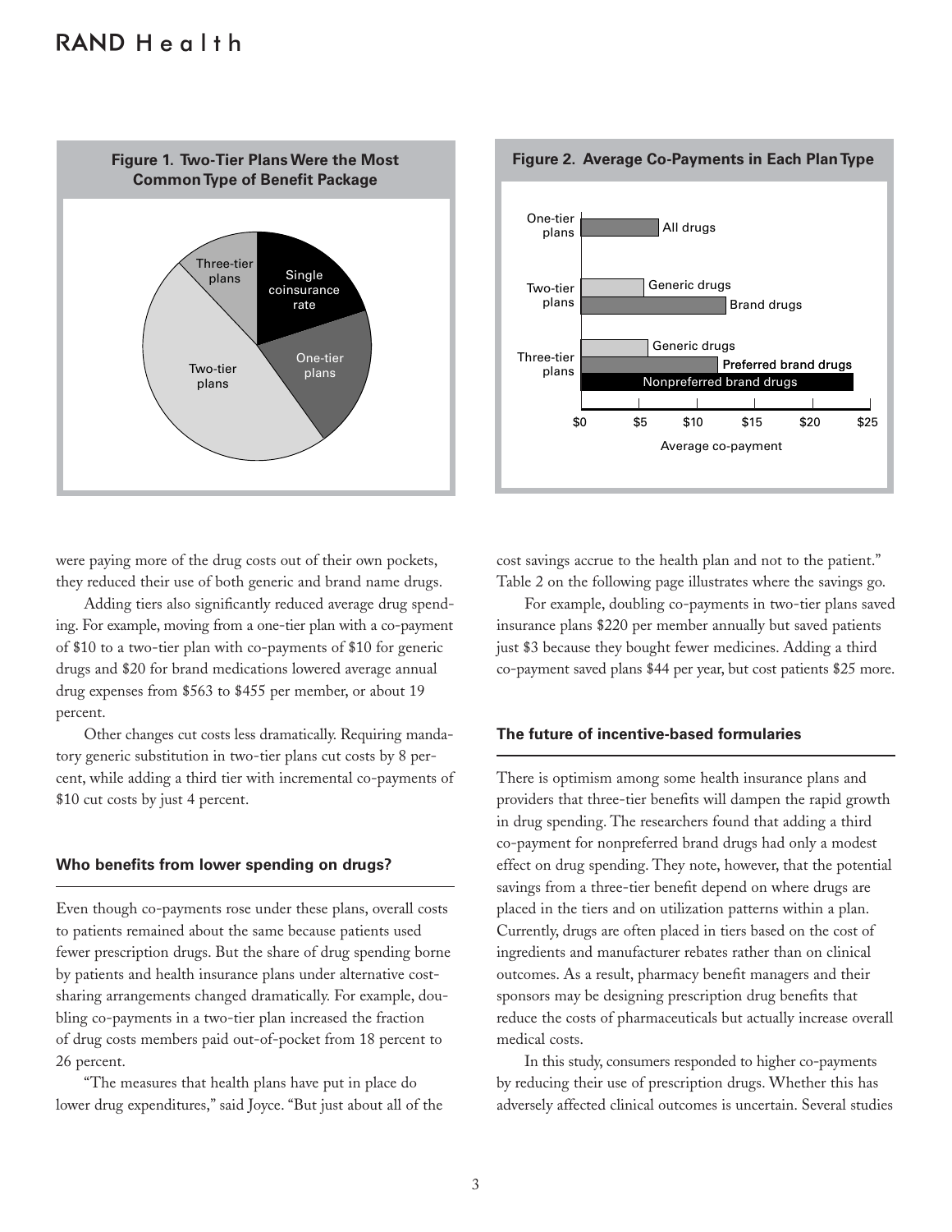**Figure 1. Two-Tier Plans Were the Most Common Type of Benefit Package**

Three-tier plans
Single coinsurance rate
One-tier plans
Two-tier plans

**Figure 2. Average Co-Payments in Each Plan Type**

One-tier plans
All drugs
Two-tier plans
Generic drugs
Brand drugs
Three-tier plans
Generic drugs
Preferred brand drugs
Nonpreferred brand drugs
$0
$5
$10
$15
$20
$25
Average co-payment

were paying more of the drug costs out of their own pockets, they reduced their use of both generic and brand name drugs.

Adding tiers also significantly reduced average drug spending. For example, moving from a one-tier plan with a co-payment of $10 to a two-tier plan with co-payments of $10 for generic drugs and $20 for brand medications lowered average annual drug expenses from $563 to $455 per member, or about 19 percent.

Other changes cut costs less dramatically. Requiring mandatory generic substitution in two-tier plans cut costs by 8 percent, while adding a third tier with incremental co-payments of $10 cut costs by just 4 percent.

### Who benefits from lower spending on drugs?

Even though co-payments rose under these plans, overall costs to patients remained about the same because patients used fewer prescription drugs. But the share of drug spending borne by patients and health insurance plans under alternative cost-sharing arrangements changed dramatically. For example, doubling co-payments in a two-tier plan increased the fraction of drug costs members paid out-of-pocket from 18 percent to 26 percent.

"The measures that health plans have put in place do lower drug expenditures," said Joyce. "But just about all of the cost savings accrue to the health plan and not to the patient." Table 2 on the following page illustrates where the savings go.

For example, doubling co-payments in two-tier plans saved insurance plans $220 per member annually but saved patients just $3 because they bought fewer medicines. Adding a third co-payment saved plans $44 per year, but cost patients $25 more.

### The future of incentive-based formularies

There is optimism among some health insurance plans and providers that three-tier benefits will dampen the rapid growth in drug spending. The researchers found that adding a third co-payment for nonpreferred brand drugs had only a modest effect on drug spending. They note, however, that the potential savings from a three-tier benefit depend on where drugs are placed in the tiers and on utilization patterns within a plan. Currently, drugs are often placed in tiers based on the cost of ingredients and manufacturer rebates rather than on clinical outcomes. As a result, pharmacy benefit managers and their sponsors may be designing prescription drug benefits that reduce the costs of pharmaceuticals but actually increase overall medical costs.

In this study, consumers responded to higher co-payments by reducing their use of prescription drugs. Whether this has adversely affected clinical outcomes is uncertain. Several studies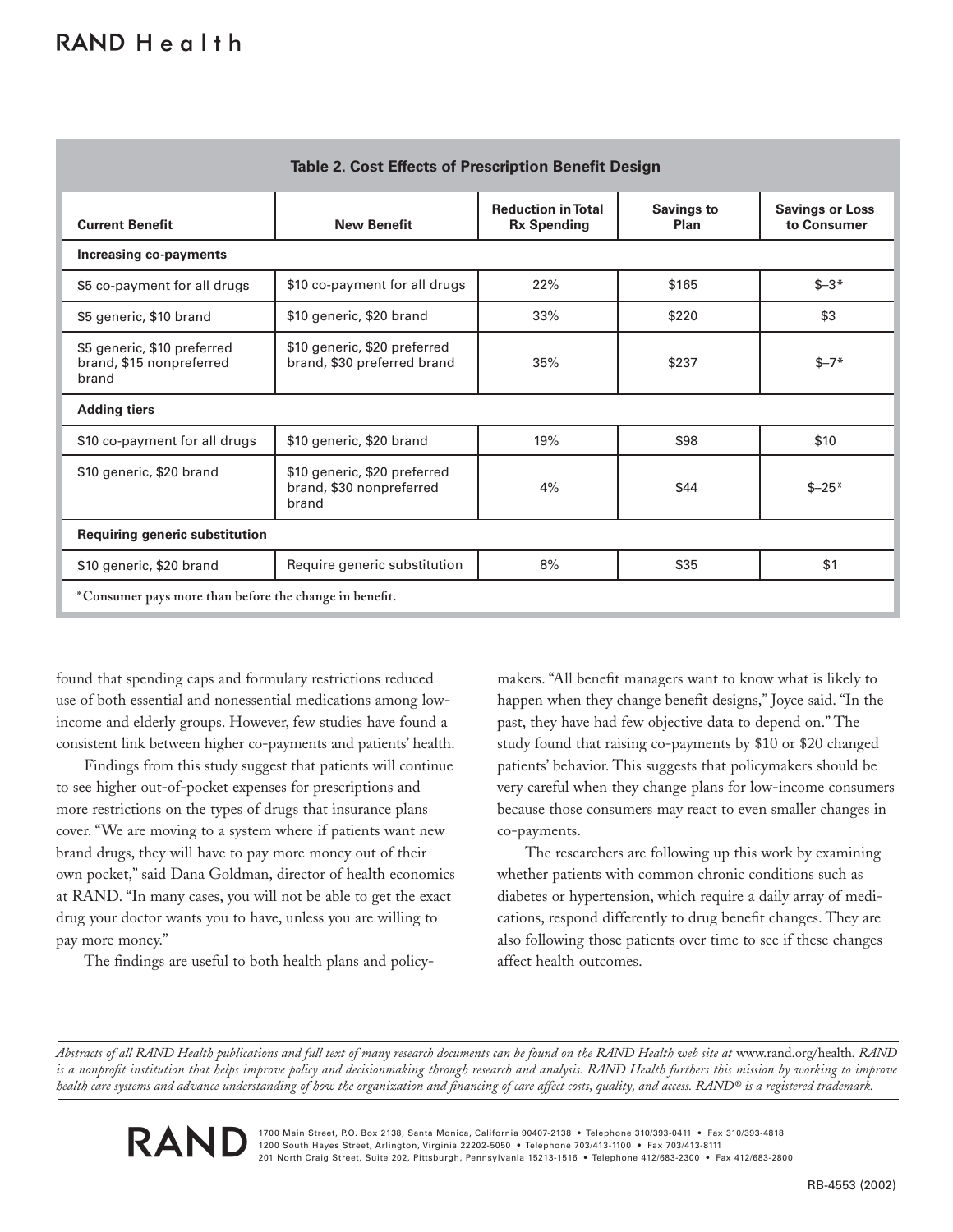**Table 2. Cost Effects of Prescription Benefit Design**

| Current Benefit | New Benefit | Reduction in Total Rx Spending | Savings to Plan | Savings or Loss to Consumer |
|---|---|---|---|---|
| **Increasing co-payments** | | | | |
| $5 co-payment for all drugs | $10 co-payment for all drugs | 22% | $165 | $–3* |
| $5 generic, $10 brand | $10 generic, $20 brand | 33% | $220 | $3 |
| $5 generic, $10 preferred brand, $15 nonpreferred brand | $10 generic, $20 preferred brand, $30 preferred brand | 35% | $237 | $–7* |
| **Adding tiers** | | | | |
| $10 co-payment for all drugs | $10 generic, $20 brand | 19% | $98 | $10 |
| $10 generic, $20 brand | $10 generic, $20 preferred brand, $30 nonpreferred brand | 4% | $44 | $–25* |
| **Requiring generic substitution** | | | | |
| $10 generic, $20 brand | Require generic substitution | 8% | $35 | $1 |

*Consumer pays more than before the change in benefit.

found that spending caps and formulary restrictions reduced use of both essential and nonessential medications among low-income and elderly groups. However, few studies have found a consistent link between higher co-payments and patients' health.

Findings from this study suggest that patients will continue to see higher out-of-pocket expenses for prescriptions and more restrictions on the types of drugs that insurance plans cover. "We are moving to a system where if patients want new brand drugs, they will have to pay more money out of their own pocket," said Dana Goldman, director of health economics at RAND. "In many cases, you will not be able to get the exact drug your doctor wants you to have, unless you are willing to pay more money."

The findings are useful to both health plans and policymakers. "All benefit managers want to know what is likely to happen when they change benefit designs," Joyce said. "In the past, they have had few objective data to depend on." The study found that raising co-payments by $10 or $20 changed patients' behavior. This suggests that policymakers should be very careful when they change plans for low-income consumers because those consumers may react to even smaller changes in co-payments.

The researchers are following up this work by examining whether patients with common chronic conditions such as diabetes or hypertension, which require a daily array of medications, respond differently to drug benefit changes. They are also following those patients over time to see if these changes affect health outcomes.

*Abstracts of all RAND Health publications and full text of many research documents can be found on the RAND Health web site at* www.rand.org/health. *RAND is a nonprofit institution that helps improve policy and decisionmaking through research and analysis. RAND Health furthers this mission by working to improve health care systems and advance understanding of how the organization and financing of care affect costs, quality, and access. RAND® is a registered trademark.*

RAND

1700 Main Street, P.O. Box 2138, Santa Monica, California 90407-2138 • Telephone 310/393-0411 • Fax 310/393-4818
1200 South Hayes Street, Arlington, Virginia 22202-5050 • Telephone 703/413-1100 • Fax 703/413-8111
201 North Craig Street, Suite 202, Pittsburgh, Pennsylvania 15213-1516 • Telephone 412/683-2300 • Fax 412/683-2800

RB-4553 (2002)